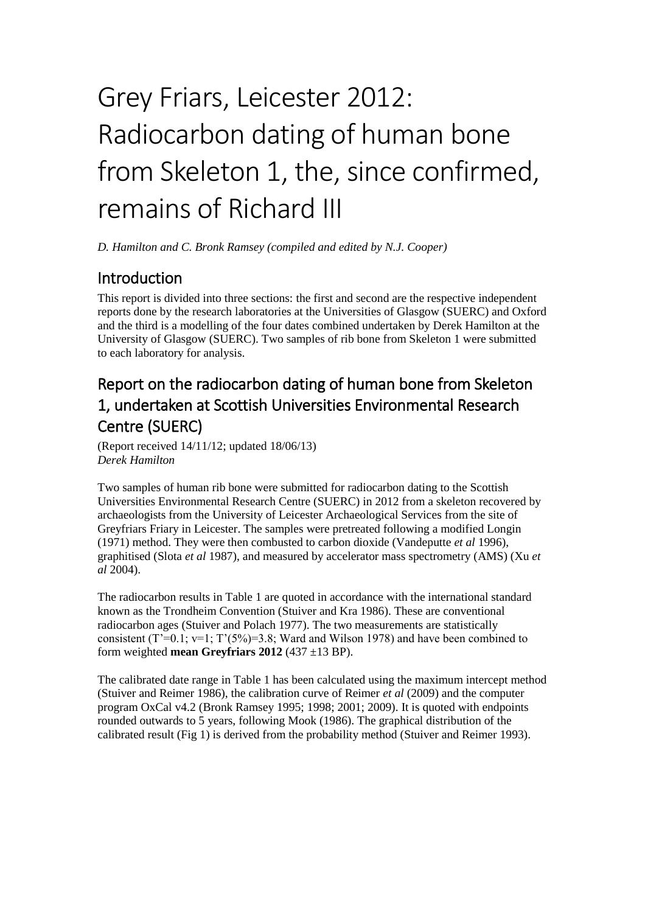# Grey Friars, Leicester 2012: Radiocarbon dating of human bone from Skeleton 1, the, since confirmed, remains of Richard III

*D. Hamilton and C. Bronk Ramsey (compiled and edited by N.J. Cooper)*

## Introduction

This report is divided into three sections: the first and second are the respective independent reports done by the research laboratories at the Universities of Glasgow (SUERC) and Oxford and the third is a modelling of the four dates combined undertaken by Derek Hamilton at the University of Glasgow (SUERC). Two samples of rib bone from Skeleton 1 were submitted to each laboratory for analysis.

## Report on the radiocarbon dating of human bone from Skeleton 1, undertaken at Scottish Universities Environmental Research Centre (SUERC)

(Report received 14/11/12; updated 18/06/13)
*Derek Hamilton*

Two samples of human rib bone were submitted for radiocarbon dating to the Scottish Universities Environmental Research Centre (SUERC) in 2012 from a skeleton recovered by archaeologists from the University of Leicester Archaeological Services from the site of Greyfriars Friary in Leicester. The samples were pretreated following a modified Longin (1971) method. They were then combusted to carbon dioxide (Vandeputte *et al* 1996), graphitised (Slota *et al* 1987), and measured by accelerator mass spectrometry (AMS) (Xu *et al* 2004).

The radiocarbon results in Table 1 are quoted in accordance with the international standard known as the Trondheim Convention (Stuiver and Kra 1986). These are conventional radiocarbon ages (Stuiver and Polach 1977). The two measurements are statistically consistent ($T'=0.1$; $v=1$; $T'(5\%)=3.8$; Ward and Wilson 1978) and have been combined to form weighted **mean Greyfriars 2012** (437 ±13 BP).

The calibrated date range in Table 1 has been calculated using the maximum intercept method (Stuiver and Reimer 1986), the calibration curve of Reimer *et al* (2009) and the computer program OxCal v4.2 (Bronk Ramsey 1995; 1998; 2001; 2009). It is quoted with endpoints rounded outwards to 5 years, following Mook (1986). The graphical distribution of the calibrated result (Fig 1) is derived from the probability method (Stuiver and Reimer 1993).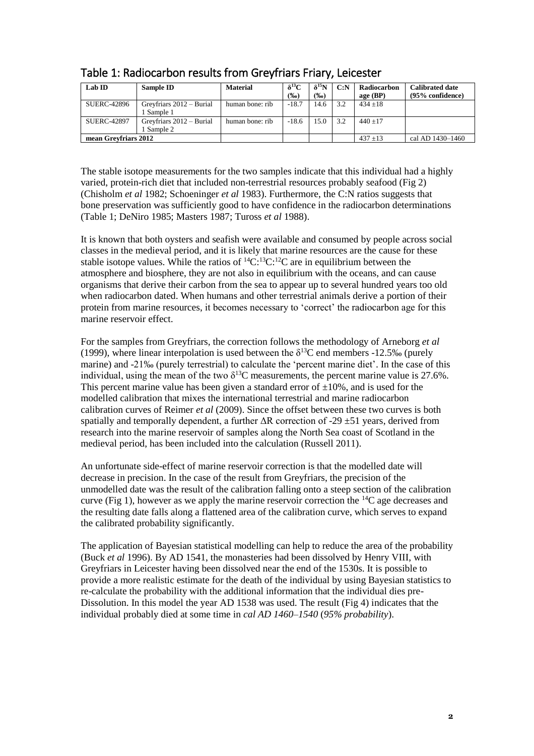## Table 1: Radiocarbon results from Greyfriars Friary, Leicester

| Lab ID | Sample ID | Material | $\delta^{13}C$ (‰) | $\delta^{15}N$ (‰) | C:N | Radiocarbon age (BP) | Calibrated date (95% confidence) |
|---|---|---|---|---|---|---|---|
| SUERC-42896 | Greyfriars 2012 – Burial 1 Sample 1 | human bone: rib | -18.7 | 14.6 | 3.2 | 434 ±18 | |
| SUERC-42897 | Greyfriars 2012 – Burial 1 Sample 2 | human bone: rib | -18.6 | 15.0 | 3.2 | 440 ±17 | |
| **mean Greyfriars 2012** | | | | | | 437 ±13 | cal AD 1430–1460 |

The stable isotope measurements for the two samples indicate that this individual had a highly varied, protein-rich diet that included non-terrestrial resources probably seafood (Fig 2) (Chisholm *et al* 1982; Schoeninger *et al* 1983). Furthermore, the C:N ratios suggests that bone preservation was sufficiently good to have confidence in the radiocarbon determinations (Table 1; DeNiro 1985; Masters 1987; Tuross *et al* 1988).

It is known that both oysters and seafish were available and consumed by people across social classes in the medieval period, and it is likely that marine resources are the cause for these stable isotope values. While the ratios of $^{14}C$:$^{13}C$:$^{12}C$ are in equilibrium between the atmosphere and biosphere, they are not also in equilibrium with the oceans, and can cause organisms that derive their carbon from the sea to appear up to several hundred years too old when radiocarbon dated. When humans and other terrestrial animals derive a portion of their protein from marine resources, it becomes necessary to 'correct' the radiocarbon age for this marine reservoir effect.

For the samples from Greyfriars, the correction follows the methodology of Arneborg *et al* (1999), where linear interpolation is used between the $\delta^{13}C$ end members -12.5‰ (purely marine) and -21‰ (purely terrestrial) to calculate the 'percent marine diet'. In the case of this individual, using the mean of the two $\delta^{13}C$ measurements, the percent marine value is 27.6%. This percent marine value has been given a standard error of ±10%, and is used for the modelled calibration that mixes the international terrestrial and marine radiocarbon calibration curves of Reimer *et al* (2009). Since the offset between these two curves is both spatially and temporally dependent, a further $\Delta R$ correction of -29 ±51 years, derived from research into the marine reservoir of samples along the North Sea coast of Scotland in the medieval period, has been included into the calculation (Russell 2011).

An unfortunate side-effect of marine reservoir correction is that the modelled date will decrease in precision. In the case of the result from Greyfriars, the precision of the unmodelled date was the result of the calibration falling onto a steep section of the calibration curve (Fig 1), however as we apply the marine reservoir correction the $^{14}C$ age decreases and the resulting date falls along a flattened area of the calibration curve, which serves to expand the calibrated probability significantly.

The application of Bayesian statistical modelling can help to reduce the area of the probability (Buck *et al* 1996). By AD 1541, the monasteries had been dissolved by Henry VIII, with Greyfriars in Leicester having been dissolved near the end of the 1530s. It is possible to provide a more realistic estimate for the death of the individual by using Bayesian statistics to re-calculate the probability with the additional information that the individual dies pre-Dissolution. In this model the year AD 1538 was used. The result (Fig 4) indicates that the individual probably died at some time in *cal AD 1460–1540* (*95% probability*).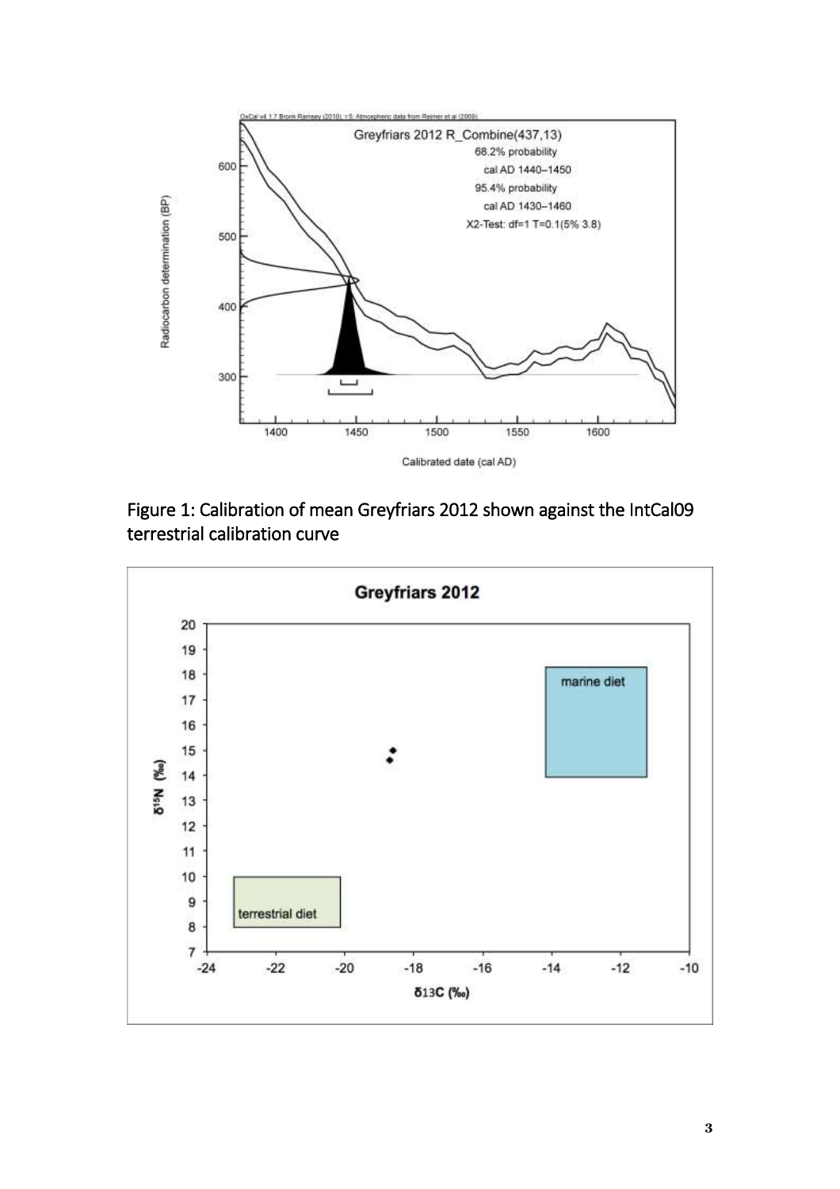Figure 1: Calibration of mean Greyfriars 2012 shown against the IntCal09 terrestrial calibration curve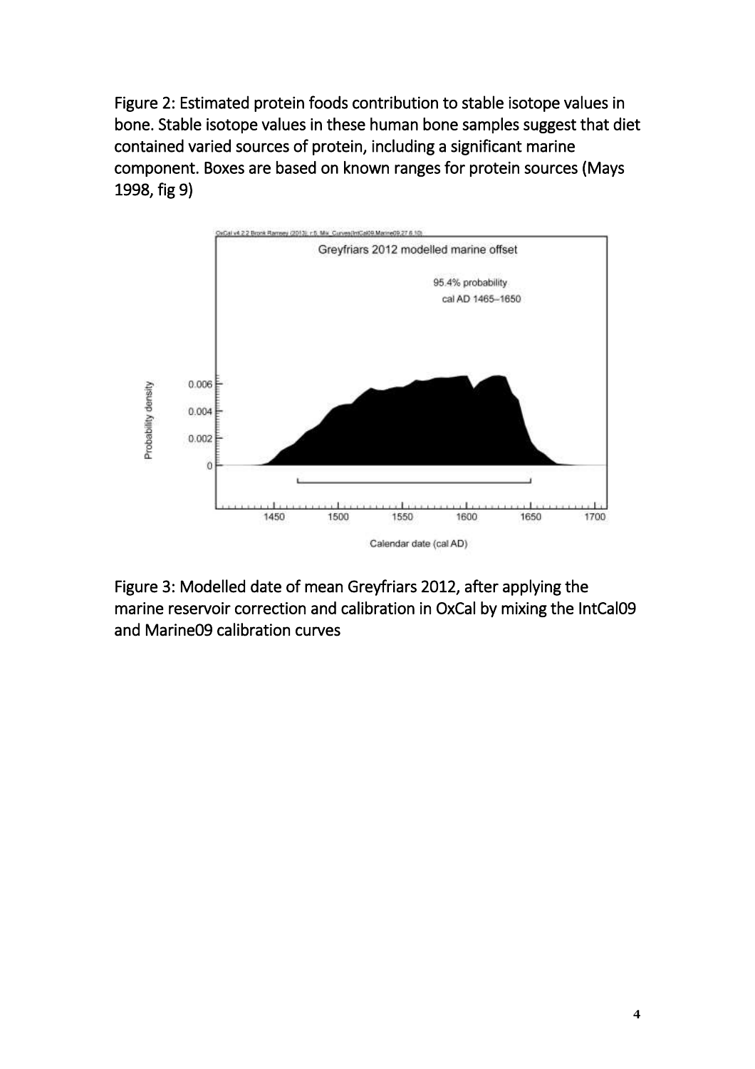Figure 2: Estimated protein foods contribution to stable isotope values in bone. Stable isotope values in these human bone samples suggest that diet contained varied sources of protein, including a significant marine component. Boxes are based on known ranges for protein sources (Mays 1998, fig 9)

Figure 3: Modelled date of mean Greyfriars 2012, after applying the marine reservoir correction and calibration in OxCal by mixing the IntCal09 and Marine09 calibration curves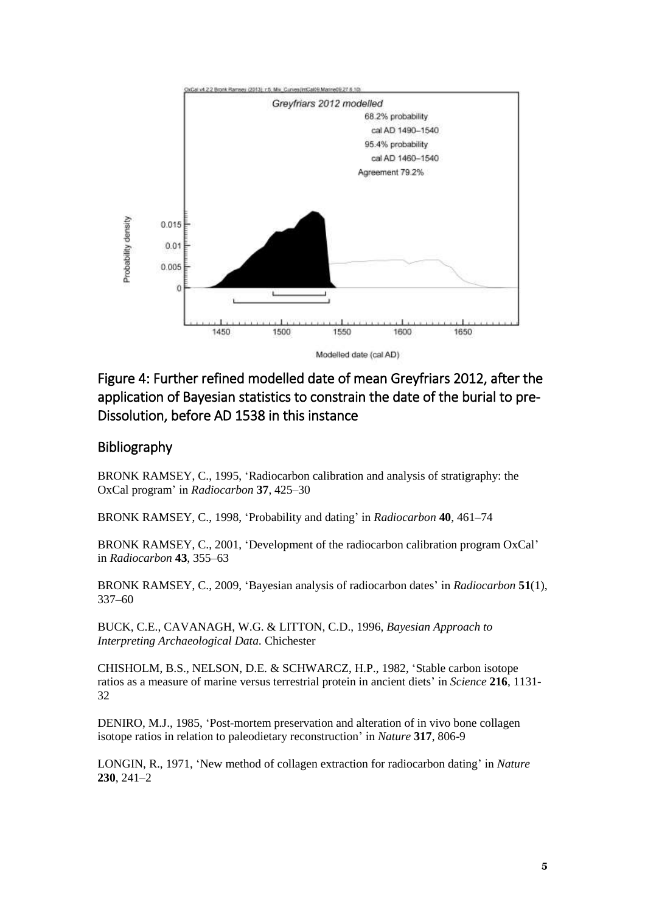Figure 4: Further refined modelled date of mean Greyfriars 2012, after the application of Bayesian statistics to constrain the date of the burial to pre-Dissolution, before AD 1538 in this instance

## Bibliography

BRONK RAMSEY, C., 1995, 'Radiocarbon calibration and analysis of stratigraphy: the OxCal program' in *Radiocarbon* **37**, 425–30

BRONK RAMSEY, C., 1998, 'Probability and dating' in *Radiocarbon* **40**, 461–74

BRONK RAMSEY, C., 2001, 'Development of the radiocarbon calibration program OxCal' in *Radiocarbon* **43**, 355–63

BRONK RAMSEY, C., 2009, 'Bayesian analysis of radiocarbon dates' in *Radiocarbon* **51**(1), 337–60

BUCK, C.E., CAVANAGH, W.G. & LITTON, C.D., 1996, *Bayesian Approach to Interpreting Archaeological Data.* Chichester

CHISHOLM, B.S., NELSON, D.E. & SCHWARCZ, H.P., 1982, 'Stable carbon isotope ratios as a measure of marine versus terrestrial protein in ancient diets' in *Science* **216**, 1131-32

DENIRO, M.J., 1985, 'Post-mortem preservation and alteration of in vivo bone collagen isotope ratios in relation to paleodietary reconstruction' in *Nature* **317**, 806-9

LONGIN, R., 1971, 'New method of collagen extraction for radiocarbon dating' in *Nature* **230**, 241–2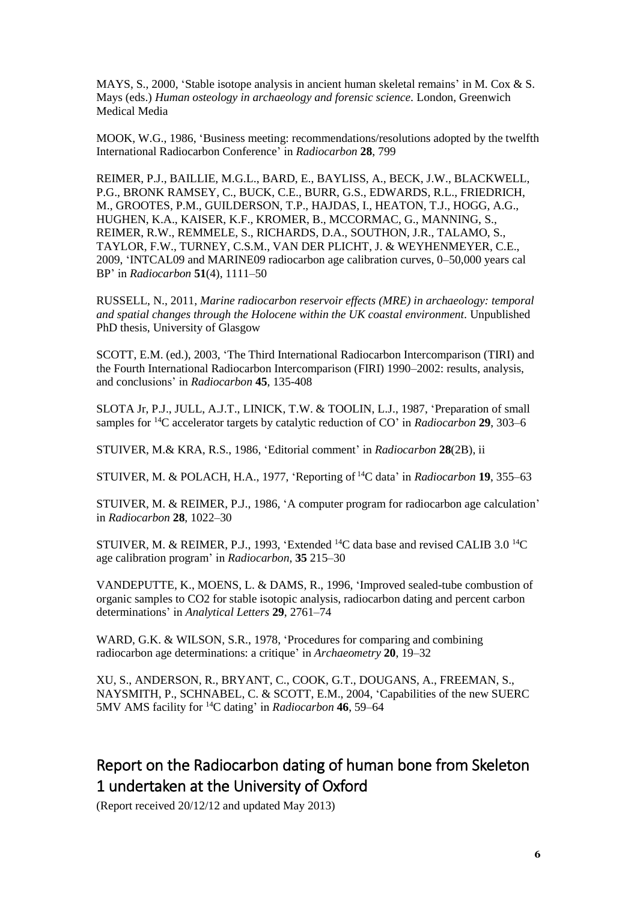MAYS, S., 2000, 'Stable isotope analysis in ancient human skeletal remains' in M. Cox & S. Mays (eds.) *Human osteology in archaeology and forensic science*. London, Greenwich Medical Media

MOOK, W.G., 1986, 'Business meeting: recommendations/resolutions adopted by the twelfth International Radiocarbon Conference' in *Radiocarbon* **28**, 799

REIMER, P.J., BAILLIE, M.G.L., BARD, E., BAYLISS, A., BECK, J.W., BLACKWELL, P.G., BRONK RAMSEY, C., BUCK, C.E., BURR, G.S., EDWARDS, R.L., FRIEDRICH, M., GROOTES, P.M., GUILDERSON, T.P., HAJDAS, I., HEATON, T.J., HOGG, A.G., HUGHEN, K.A., KAISER, K.F., KROMER, B., MCCORMAC, G., MANNING, S., REIMER, R.W., REMMELE, S., RICHARDS, D.A., SOUTHON, J.R., TALAMO, S., TAYLOR, F.W., TURNEY, C.S.M., VAN DER PLICHT, J. & WEYHENMEYER, C.E., 2009, 'INTCAL09 and MARINE09 radiocarbon age calibration curves, 0–50,000 years cal BP' in *Radiocarbon* **51**(4), 1111–50

RUSSELL, N., 2011, *Marine radiocarbon reservoir effects (MRE) in archaeology: temporal and spatial changes through the Holocene within the UK coastal environment*. Unpublished PhD thesis, University of Glasgow

SCOTT, E.M. (ed.), 2003, 'The Third International Radiocarbon Intercomparison (TIRI) and the Fourth International Radiocarbon Intercomparison (FIRI) 1990–2002: results, analysis, and conclusions' in *Radiocarbon* **45**, 135-408

SLOTA Jr, P.J., JULL, A.J.T., LINICK, T.W. & TOOLIN, L.J., 1987, 'Preparation of small samples for $^{14}C$ accelerator targets by catalytic reduction of CO' in *Radiocarbon* **29**, 303–6

STUIVER, M.& KRA, R.S., 1986, 'Editorial comment' in *Radiocarbon* **28**(2B), ii

STUIVER, M. & POLACH, H.A., 1977, 'Reporting of $^{14}C$ data' in *Radiocarbon* **19**, 355–63

STUIVER, M. & REIMER, P.J., 1986, 'A computer program for radiocarbon age calculation' in *Radiocarbon* **28**, 1022–30

STUIVER, M. & REIMER, P.J., 1993, 'Extended $^{14}C$ data base and revised CALIB 3.0 $^{14}C$ age calibration program' in *Radiocarbon*, **35** 215–30

VANDEPUTTE, K., MOENS, L. & DAMS, R., 1996, 'Improved sealed-tube combustion of organic samples to CO2 for stable isotopic analysis, radiocarbon dating and percent carbon determinations' in *Analytical Letters* **29**, 2761–74

WARD, G.K. & WILSON, S.R., 1978, 'Procedures for comparing and combining radiocarbon age determinations: a critique' in *Archaeometry* **20**, 19–32

XU, S., ANDERSON, R., BRYANT, C., COOK, G.T., DOUGANS, A., FREEMAN, S., NAYSMITH, P., SCHNABEL, C. & SCOTT, E.M., 2004, 'Capabilities of the new SUERC 5MV AMS facility for $^{14}C$ dating' in *Radiocarbon* **46**, 59–64

## Report on the Radiocarbon dating of human bone from Skeleton 1 undertaken at the University of Oxford

(Report received 20/12/12 and updated May 2013)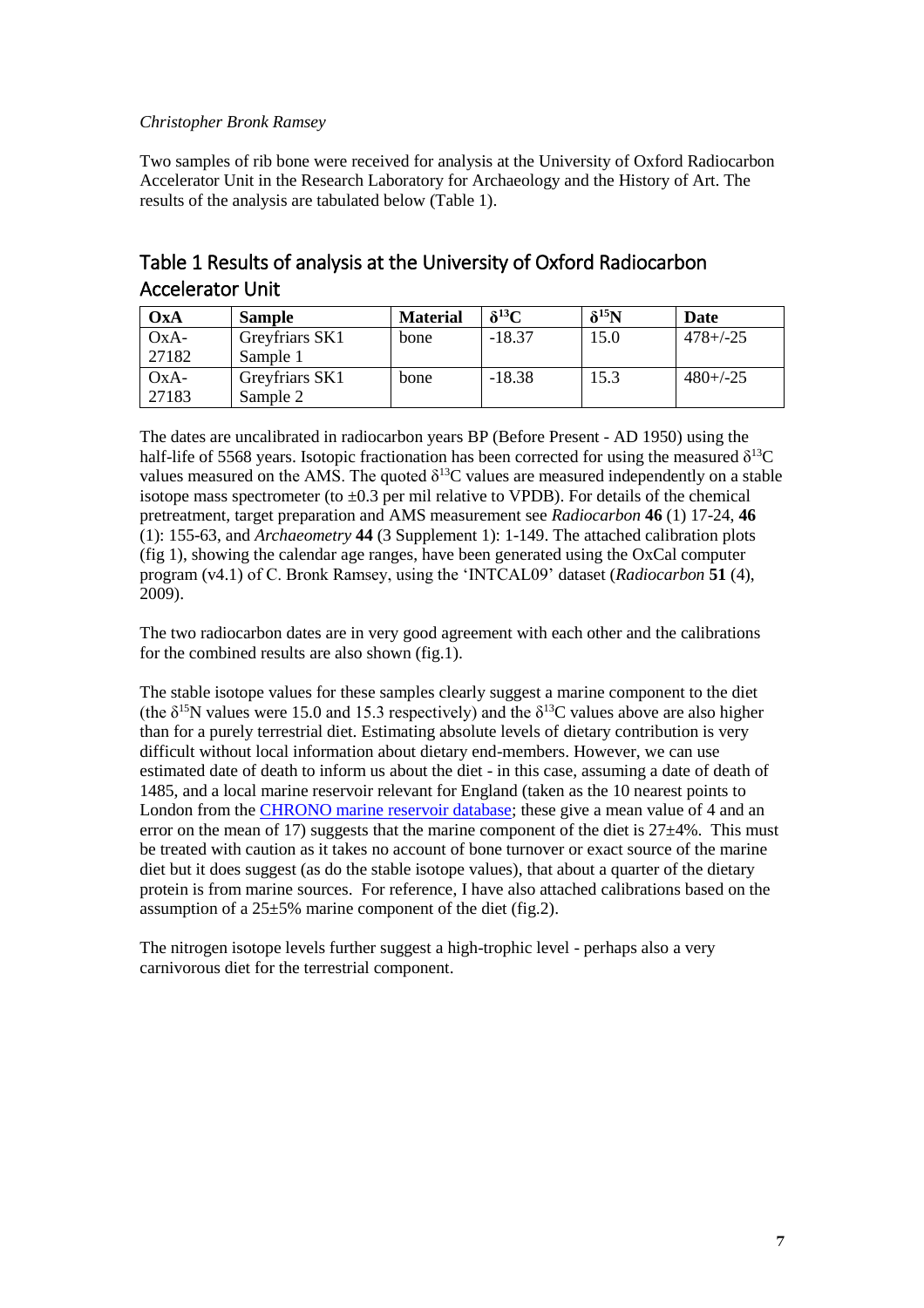*Christopher Bronk Ramsey*

Two samples of rib bone were received for analysis at the University of Oxford Radiocarbon Accelerator Unit in the Research Laboratory for Archaeology and the History of Art. The results of the analysis are tabulated below (Table 1).

## Table 1 Results of analysis at the University of Oxford Radiocarbon Accelerator Unit

| OxA | Sample | Material | $\delta^{13}C$ | $\delta^{15}N$ | Date |
|---|---|---|---|---|---|
| OxA-27182 | Greyfriars SK1 Sample 1 | bone | -18.37 | 15.0 | 478+/-25 |
| OxA-27183 | Greyfriars SK1 Sample 2 | bone | -18.38 | 15.3 | 480+/-25 |

The dates are uncalibrated in radiocarbon years BP (Before Present - AD 1950) using the half-life of 5568 years. Isotopic fractionation has been corrected for using the measured $\delta^{13}C$ values measured on the AMS. The quoted $\delta^{13}C$ values are measured independently on a stable isotope mass spectrometer (to ±0.3 per mil relative to VPDB). For details of the chemical pretreatment, target preparation and AMS measurement see *Radiocarbon* **46** (1) 17-24, **46** (1): 155-63, and *Archaeometry* **44** (3 Supplement 1): 1-149. The attached calibration plots (fig 1), showing the calendar age ranges, have been generated using the OxCal computer program (v4.1) of C. Bronk Ramsey, using the 'INTCAL09' dataset (*Radiocarbon* **51** (4), 2009).

The two radiocarbon dates are in very good agreement with each other and the calibrations for the combined results are also shown (fig.1).

The stable isotope values for these samples clearly suggest a marine component to the diet (the $\delta^{15}N$ values were 15.0 and 15.3 respectively) and the $\delta^{13}C$ values above are also higher than for a purely terrestrial diet. Estimating absolute levels of dietary contribution is very difficult without local information about dietary end-members. However, we can use estimated date of death to inform us about the diet - in this case, assuming a date of death of 1485, and a local marine reservoir relevant for England (taken as the 10 nearest points to London from the CHRONO marine reservoir database; these give a mean value of 4 and an error on the mean of 17) suggests that the marine component of the diet is 27±4%. This must be treated with caution as it takes no account of bone turnover or exact source of the marine diet but it does suggest (as do the stable isotope values), that about a quarter of the dietary protein is from marine sources. For reference, I have also attached calibrations based on the assumption of a 25±5% marine component of the diet (fig.2).

The nitrogen isotope levels further suggest a high-trophic level - perhaps also a very carnivorous diet for the terrestrial component.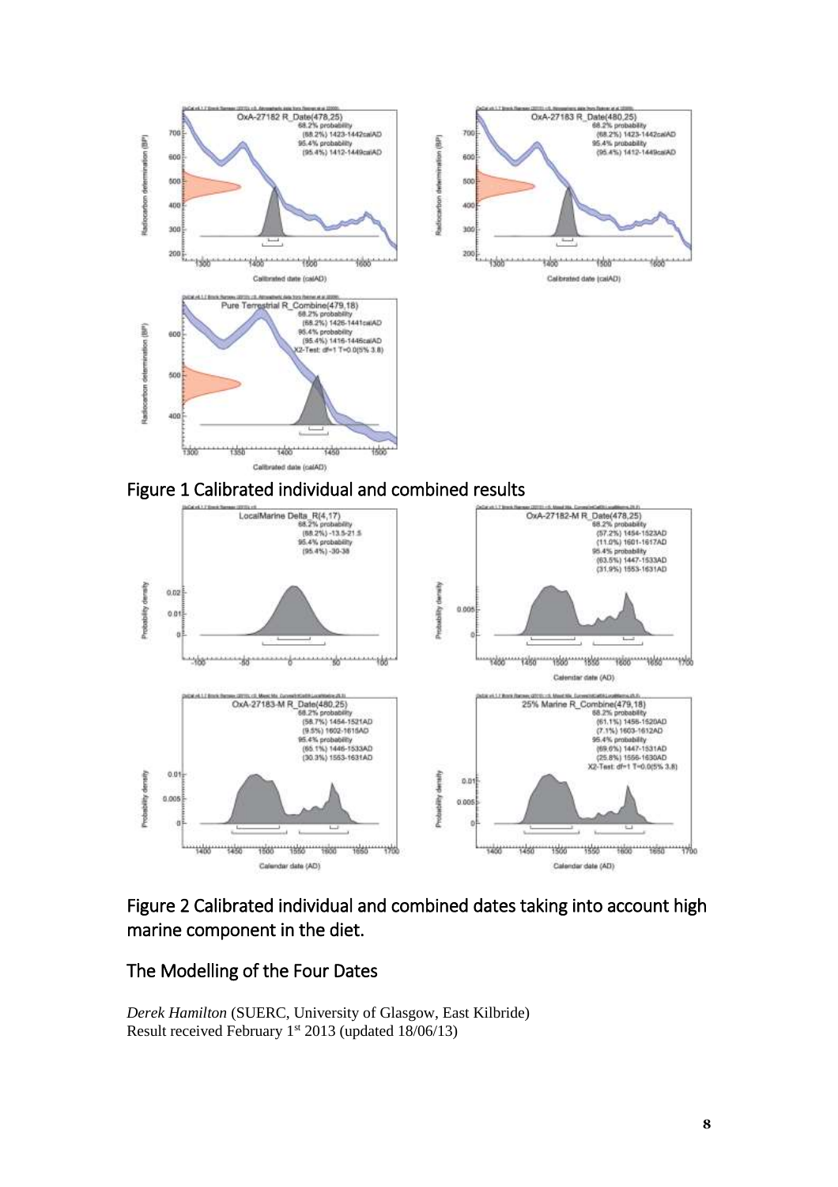Figure 1 Calibrated individual and combined results

Figure 2 Calibrated individual and combined dates taking into account high marine component in the diet.

## The Modelling of the Four Dates

*Derek Hamilton* (SUERC, University of Glasgow, East Kilbride)
Result received February 1st 2013 (updated 18/06/13)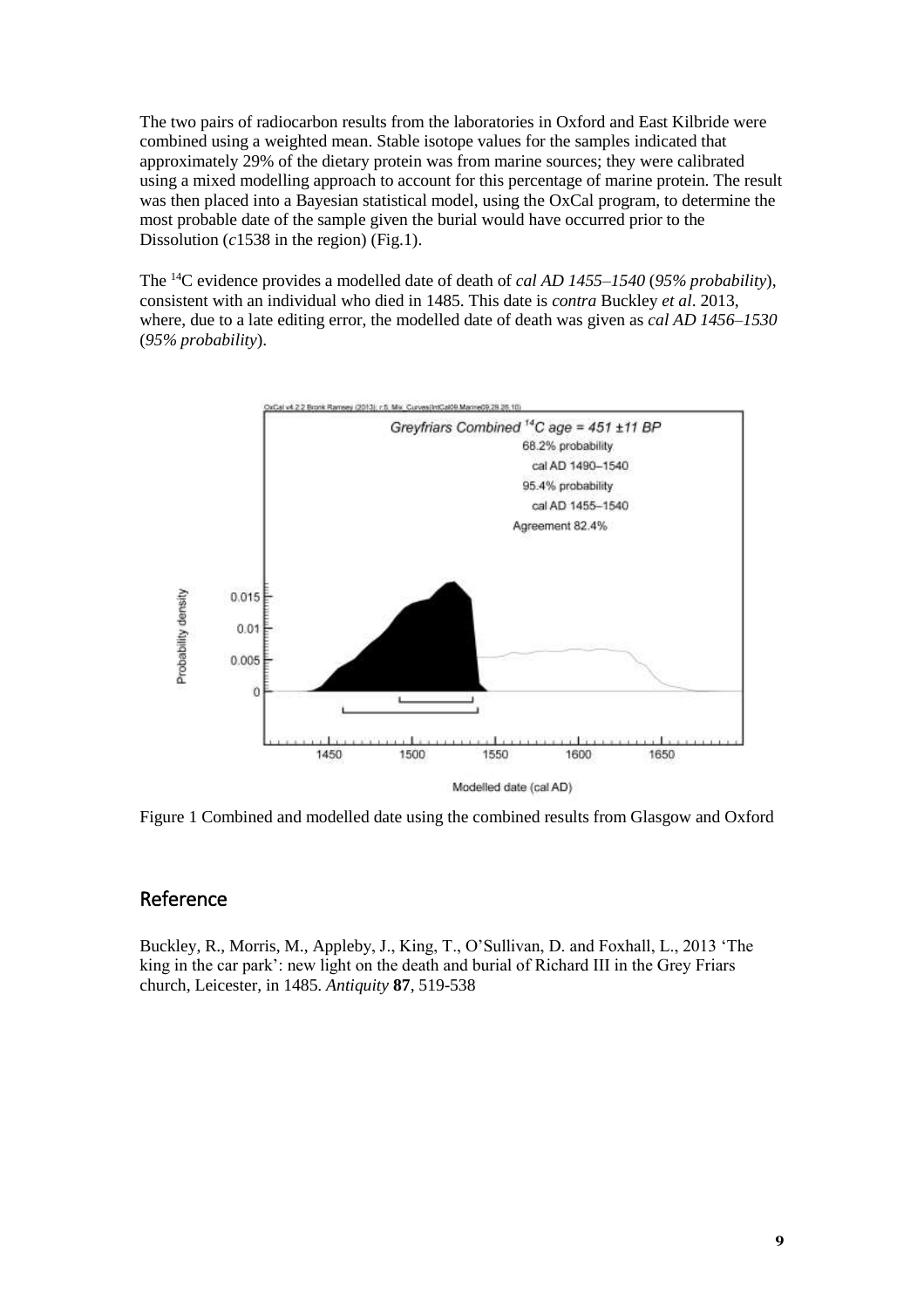The two pairs of radiocarbon results from the laboratories in Oxford and East Kilbride were combined using a weighted mean. Stable isotope values for the samples indicated that approximately 29% of the dietary protein was from marine sources; they were calibrated using a mixed modelling approach to account for this percentage of marine protein. The result was then placed into a Bayesian statistical model, using the OxCal program, to determine the most probable date of the sample given the burial would have occurred prior to the Dissolution (*c*1538 in the region) (Fig.1).

The $^{14}C$ evidence provides a modelled date of death of *cal AD 1455–1540* (*95% probability*), consistent with an individual who died in 1485. This date is *contra* Buckley *et al*. 2013, where, due to a late editing error, the modelled date of death was given as *cal AD 1456–1530* (*95% probability*).

OxCal v4.2.2 Bronk Ramsey (2013); r:5 Mix_Curves(IntCal09,Marine09,29,26,10)

Greyfriars Combined $^{14}C$ age = 451 ±11 BP

68.2% probability

cal AD 1490–1540

95.4% probability

cal AD 1455–1540

Agreement 82.4%

Probability density

0.015

0.01

0.005

0

1450

1500

1550

1600

1650

Modelled date (cal AD)

Figure 1 Combined and modelled date using the combined results from Glasgow and Oxford

## Reference

Buckley, R., Morris, M., Appleby, J., King, T., O'Sullivan, D. and Foxhall, L., 2013 'The king in the car park': new light on the death and burial of Richard III in the Grey Friars church, Leicester, in 1485. *Antiquity* **87**, 519-538